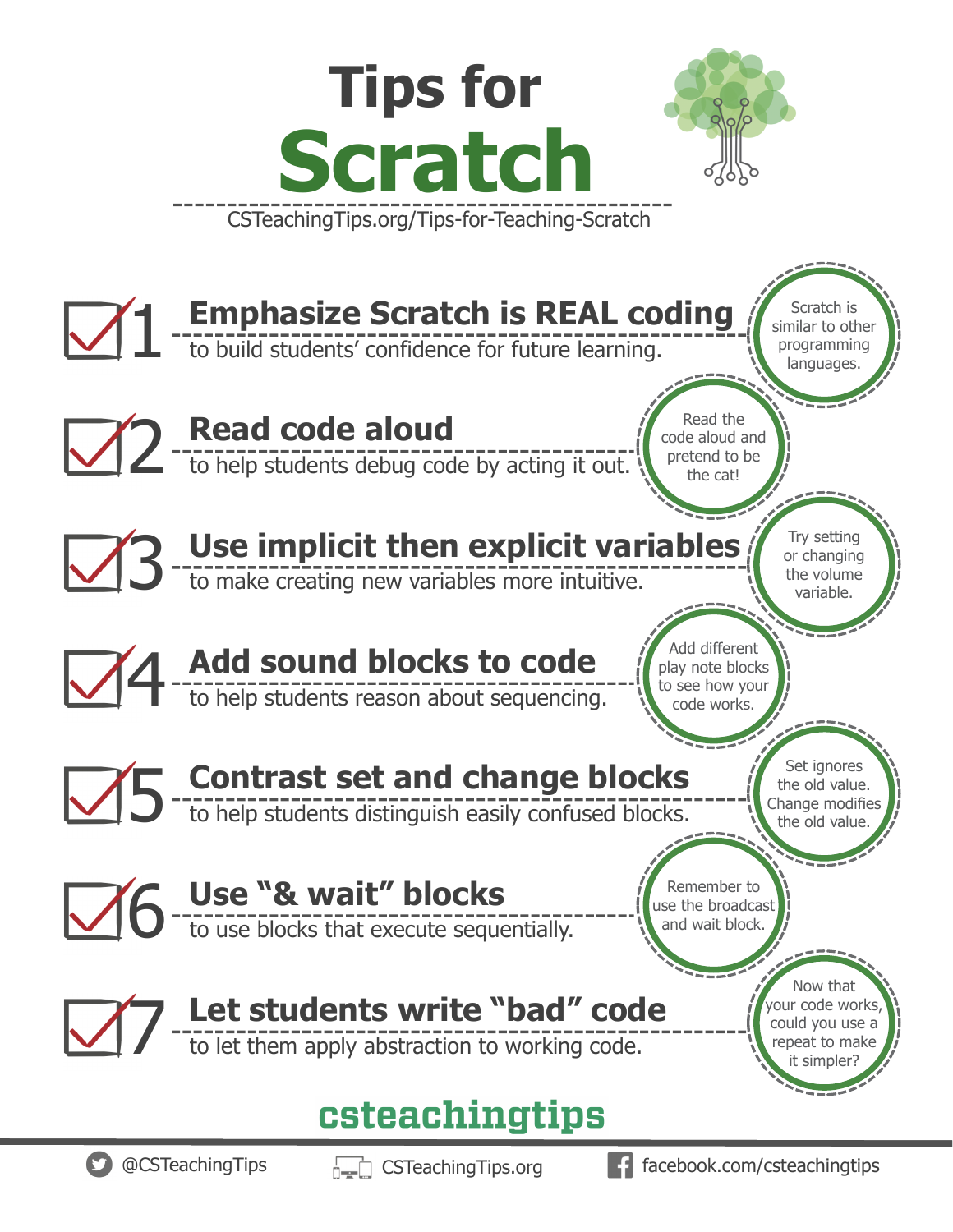# Tips for Scratch

CSTeachingTips.org/Tips-for-Teaching-Scratch

## 1 Emphasize Scratch is REAL coding

to build students' confidence for future learning.

Scratch is similar to other programming languages.

## 2 Read code aloud

to help students debug code by acting it out.

Read the code aloud and pretend to be the cat!

## 3 Use implicit then explicit variables

to make creating new variables more intuitive.

Try setting or changing the volume variable.

## 4 Add sound blocks to code

to help students reason about sequencing.

Add different play note blocks to see how your code works.

## 5 Contrast set and change blocks

to help students distinguish easily confused blocks.

Set ignores the old value. Change modifies the old value.

## 6 Use "& wait" blocks

to use blocks that execute sequentially.

Remember to use the broadcast and wait block.

## 7 Let students write "bad" code

to let them apply abstraction to working code.

Now that your code works, could you use a repeat to make it simpler?

**csteachingtips**

@CSTeachingTips | CSTeachingTips.org | facebook.com/csteachingtips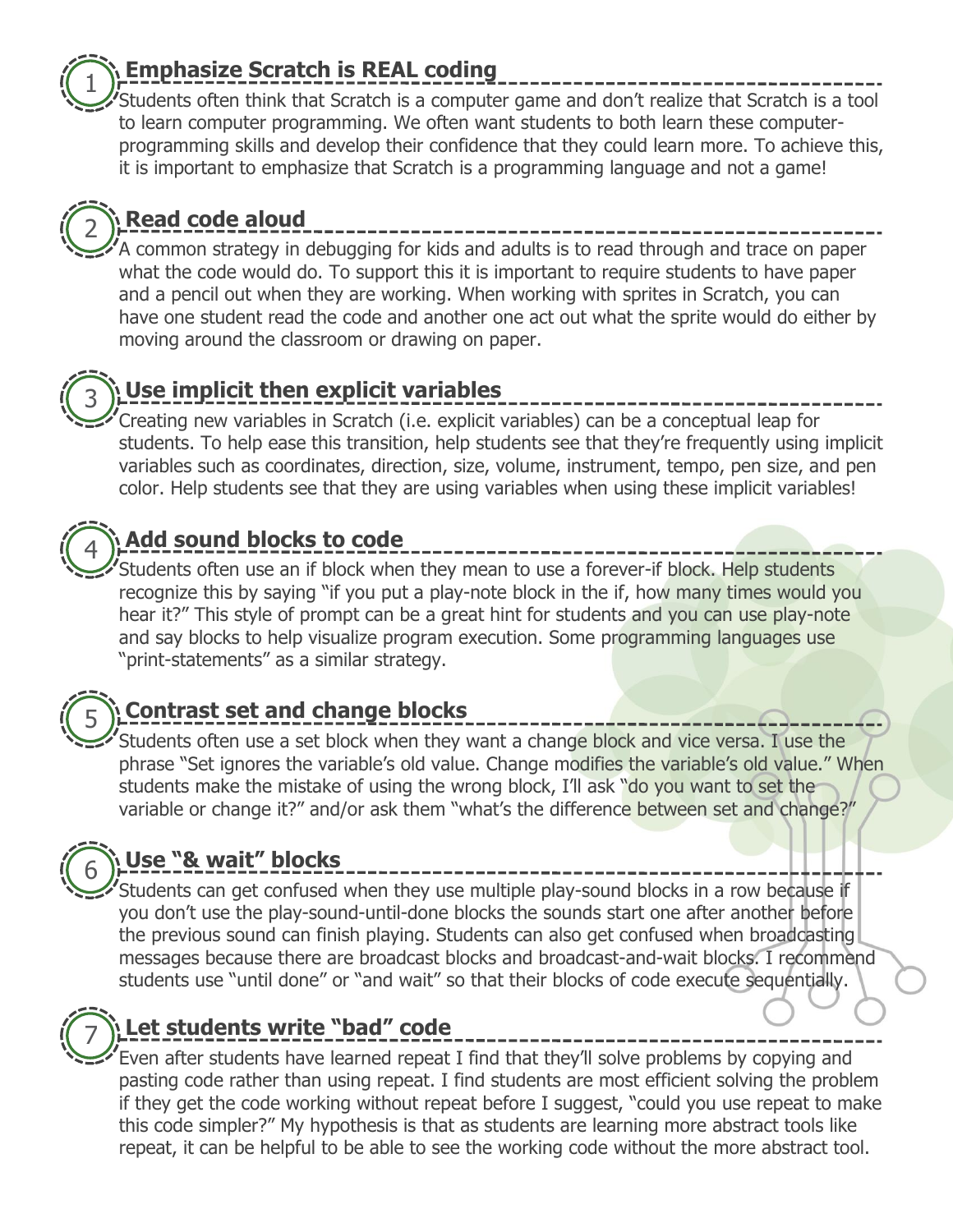## 1 Emphasize Scratch is REAL coding

Students often think that Scratch is a computer game and don't realize that Scratch is a tool to learn computer programming. We often want students to both learn these computer-programming skills and develop their confidence that they could learn more. To achieve this, it is important to emphasize that Scratch is a programming language and not a game!

## 2 Read code aloud

A common strategy in debugging for kids and adults is to read through and trace on paper what the code would do. To support this it is important to require students to have paper and a pencil out when they are working. When working with sprites in Scratch, you can have one student read the code and another one act out what the sprite would do either by moving around the classroom or drawing on paper.

## 3 Use implicit then explicit variables

Creating new variables in Scratch (i.e. explicit variables) can be a conceptual leap for students. To help ease this transition, help students see that they're frequently using implicit variables such as coordinates, direction, size, volume, instrument, tempo, pen size, and pen color. Help students see that they are using variables when using these implicit variables!

## 4 Add sound blocks to code

Students often use an if block when they mean to use a forever-if block. Help students recognize this by saying "if you put a play-note block in the if, how many times would you hear it?" This style of prompt can be a great hint for students and you can use play-note and say blocks to help visualize program execution. Some programming languages use "print-statements" as a similar strategy.

## 5 Contrast set and change blocks

Students often use a set block when they want a change block and vice versa. I use the phrase "Set ignores the variable's old value. Change modifies the variable's old value." When students make the mistake of using the wrong block, I'll ask "do you want to set the variable or change it?" and/or ask them "what's the difference between set and change?"

## 6 Use "& wait" blocks

Students can get confused when they use multiple play-sound blocks in a row because if you don't use the play-sound-until-done blocks the sounds start one after another before the previous sound can finish playing. Students can also get confused when broadcasting messages because there are broadcast blocks and broadcast-and-wait blocks. I recommend students use "until done" or "and wait" so that their blocks of code execute sequentially.

## 7 Let students write "bad" code

Even after students have learned repeat I find that they'll solve problems by copying and pasting code rather than using repeat. I find students are most efficient solving the problem if they get the code working without repeat before I suggest, "could you use repeat to make this code simpler?" My hypothesis is that as students are learning more abstract tools like repeat, it can be helpful to be able to see the working code without the more abstract tool.